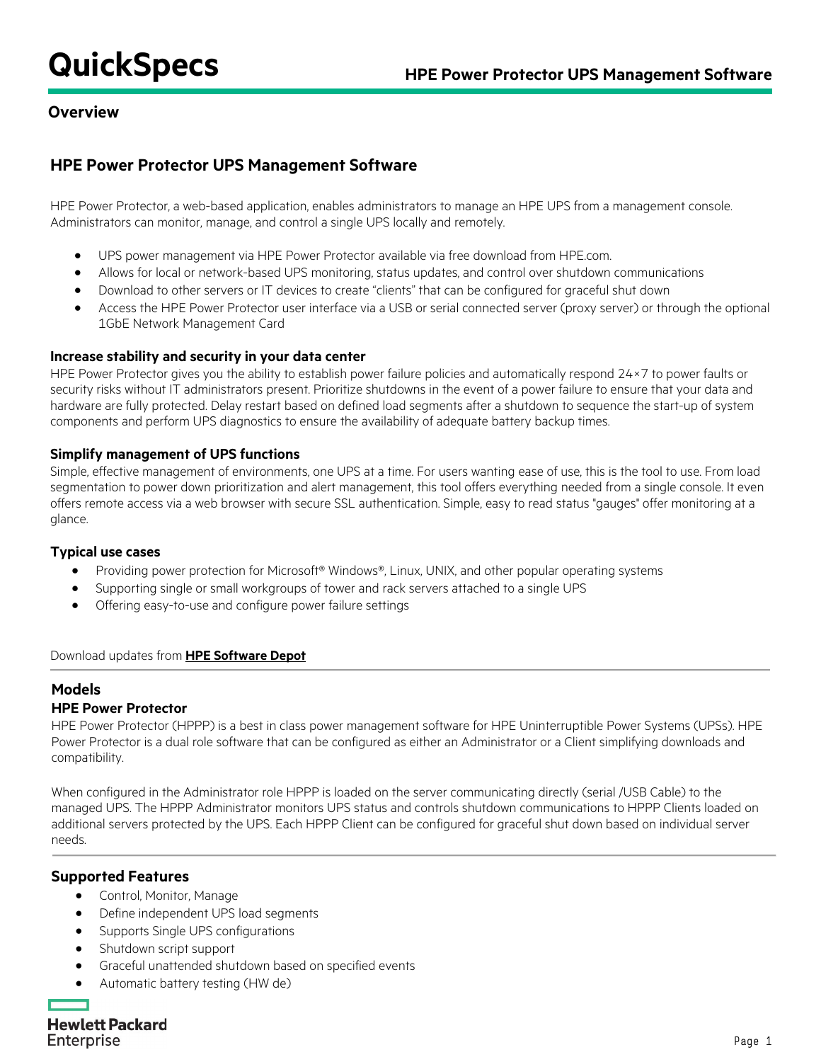# QuickSpecs

## HPE Power Protector UPS Management Software

## Overview

### HPE Power Protector UPS Management Software

HPE Power Protector, a web-based application, enables administrators to manage an HPE UPS from a management console. Administrators can monitor, manage, and control a single UPS locally and remotely.

- UPS power management via HPE Power Protector available via free download from HPE.com.
- Allows for local or network-based UPS monitoring, status updates, and control over shutdown communications
- Download to other servers or IT devices to create “clients” that can be configured for graceful shut down
- Access the HPE Power Protector user interface via a USB or serial connected server (proxy server) or through the optional 1GbE Network Management Card

**Increase stability and security in your data center**

HPE Power Protector gives you the ability to establish power failure policies and automatically respond 24×7 to power faults or security risks without IT administrators present. Prioritize shutdowns in the event of a power failure to ensure that your data and hardware are fully protected. Delay restart based on defined load segments after a shutdown to sequence the start-up of system components and perform UPS diagnostics to ensure the availability of adequate battery backup times.

**Simplify management of UPS functions**

Simple, effective management of environments, one UPS at a time. For users wanting ease of use, this is the tool to use. From load segmentation to power down prioritization and alert management, this tool offers everything needed from a single console. It even offers remote access via a web browser with secure SSL authentication. Simple, easy to read status "gauges" offer monitoring at a glance.

**Typical use cases**

- Providing power protection for Microsoft® Windows®, Linux, UNIX, and other popular operating systems
- Supporting single or small workgroups of tower and rack servers attached to a single UPS
- Offering easy-to-use and configure power failure settings

Download updates from **HPE Software Depot**

### Models

**HPE Power Protector**

HPE Power Protector (HPPP) is a best in class power management software for HPE Uninterruptible Power Systems (UPSs). HPE Power Protector is a dual role software that can be configured as either an Administrator or a Client simplifying downloads and compatibility.

When configured in the Administrator role HPPP is loaded on the server communicating directly (serial /USB Cable) to the managed UPS. The HPPP Administrator monitors UPS status and controls shutdown communications to HPPP Clients loaded on additional servers protected by the UPS. Each HPPP Client can be configured for graceful shut down based on individual server needs.

### Supported Features

- Control, Monitor, Manage
- Define independent UPS load segments
- Supports Single UPS configurations
- Shutdown script support
- Graceful unattended shutdown based on specified events
- Automatic battery testing (HW de)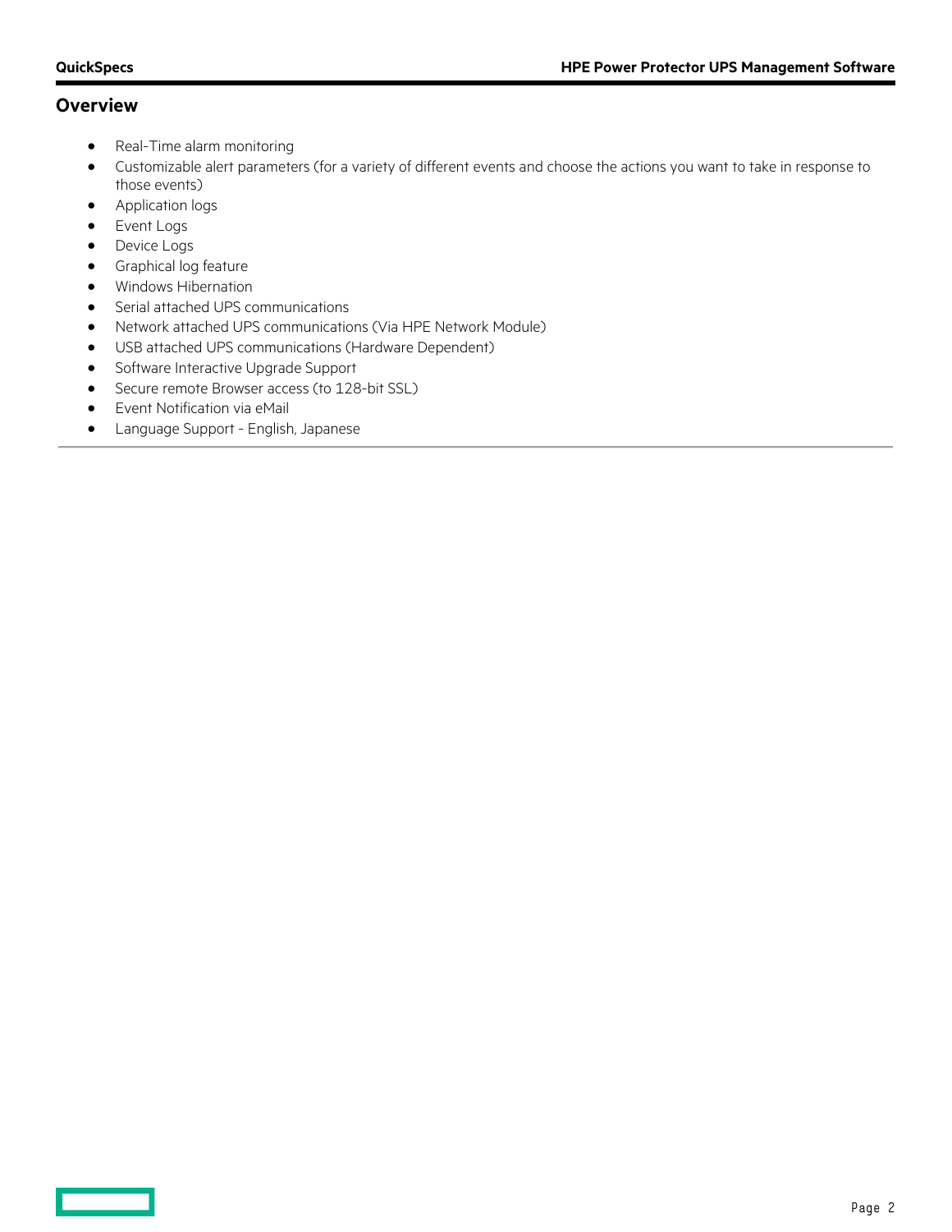## Overview

- Real-Time alarm monitoring
- Customizable alert parameters (for a variety of different events and choose the actions you want to take in response to those events)
- Application logs
- Event Logs
- Device Logs
- Graphical log feature
- Windows Hibernation
- Serial attached UPS communications
- Network attached UPS communications (Via HPE Network Module)
- USB attached UPS communications (Hardware Dependent)
- Software Interactive Upgrade Support
- Secure remote Browser access (to 128-bit SSL)
- Event Notification via eMail
- Language Support - English, Japanese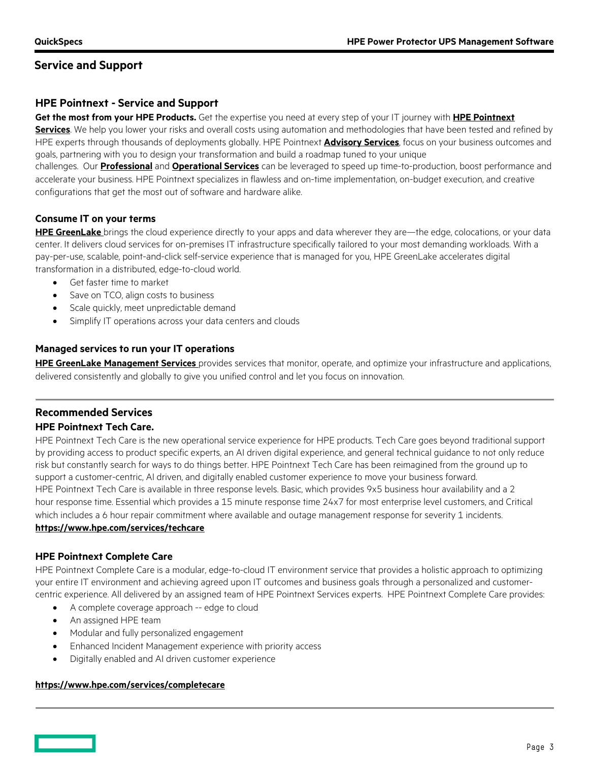## Service and Support

### HPE Pointnext - Service and Support

**Get the most from your HPE Products.** Get the expertise you need at every step of your IT journey with **HPE Pointnext Services**. We help you lower your risks and overall costs using automation and methodologies that have been tested and refined by HPE experts through thousands of deployments globally. HPE Pointnext **Advisory Services**, focus on your business outcomes and goals, partnering with you to design your transformation and build a roadmap tuned to your unique challenges. Our **Professional** and **Operational Services** can be leveraged to speed up time-to-production, boost performance and accelerate your business. HPE Pointnext specializes in flawless and on-time implementation, on-budget execution, and creative configurations that get the most out of software and hardware alike.

#### Consume IT on your terms

**HPE GreenLake** brings the cloud experience directly to your apps and data wherever they are—the edge, colocations, or your data center. It delivers cloud services for on-premises IT infrastructure specifically tailored to your most demanding workloads. With a pay-per-use, scalable, point-and-click self-service experience that is managed for you, HPE GreenLake accelerates digital transformation in a distributed, edge-to-cloud world.

- Get faster time to market
- Save on TCO, align costs to business
- Scale quickly, meet unpredictable demand
- Simplify IT operations across your data centers and clouds

#### Managed services to run your IT operations

**HPE GreenLake Management Services** provides services that monitor, operate, and optimize your infrastructure and applications, delivered consistently and globally to give you unified control and let you focus on innovation.

### Recommended Services

#### HPE Pointnext Tech Care.

HPE Pointnext Tech Care is the new operational service experience for HPE products. Tech Care goes beyond traditional support by providing access to product specific experts, an AI driven digital experience, and general technical guidance to not only reduce risk but constantly search for ways to do things better. HPE Pointnext Tech Care has been reimagined from the ground up to support a customer-centric, AI driven, and digitally enabled customer experience to move your business forward.
HPE Pointnext Tech Care is available in three response levels. Basic, which provides 9x5 business hour availability and a 2 hour response time. Essential which provides a 15 minute response time 24x7 for most enterprise level customers, and Critical which includes a 6 hour repair commitment where available and outage management response for severity 1 incidents.
**https://www.hpe.com/services/techcare**

#### HPE Pointnext Complete Care

HPE Pointnext Complete Care is a modular, edge-to-cloud IT environment service that provides a holistic approach to optimizing your entire IT environment and achieving agreed upon IT outcomes and business goals through a personalized and customer-centric experience. All delivered by an assigned team of HPE Pointnext Services experts. HPE Pointnext Complete Care provides:

- A complete coverage approach -- edge to cloud
- An assigned HPE team
- Modular and fully personalized engagement
- Enhanced Incident Management experience with priority access
- Digitally enabled and AI driven customer experience

**https://www.hpe.com/services/completecare**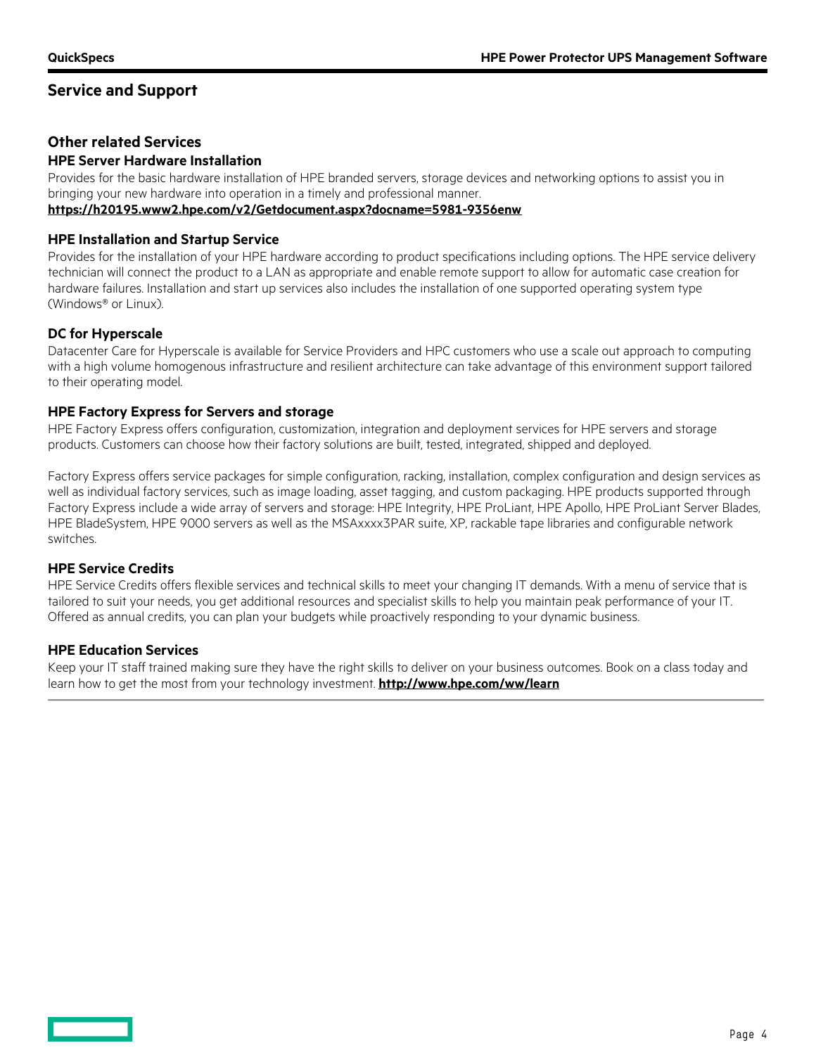## Service and Support

### Other related Services

#### HPE Server Hardware Installation

Provides for the basic hardware installation of HPE branded servers, storage devices and networking options to assist you in bringing your new hardware into operation in a timely and professional manner.
**https://h20195.www2.hpe.com/v2/Getdocument.aspx?docname=5981-9356enw**

#### HPE Installation and Startup Service

Provides for the installation of your HPE hardware according to product specifications including options. The HPE service delivery technician will connect the product to a LAN as appropriate and enable remote support to allow for automatic case creation for hardware failures. Installation and start up services also includes the installation of one supported operating system type (Windows® or Linux).

#### DC for Hyperscale

Datacenter Care for Hyperscale is available for Service Providers and HPC customers who use a scale out approach to computing with a high volume homogenous infrastructure and resilient architecture can take advantage of this environment support tailored to their operating model.

#### HPE Factory Express for Servers and storage

HPE Factory Express offers configuration, customization, integration and deployment services for HPE servers and storage products. Customers can choose how their factory solutions are built, tested, integrated, shipped and deployed.

Factory Express offers service packages for simple configuration, racking, installation, complex configuration and design services as well as individual factory services, such as image loading, asset tagging, and custom packaging. HPE products supported through Factory Express include a wide array of servers and storage: HPE Integrity, HPE ProLiant, HPE Apollo, HPE ProLiant Server Blades, HPE BladeSystem, HPE 9000 servers as well as the MSAxxxx3PAR suite, XP, rackable tape libraries and configurable network switches.

#### HPE Service Credits

HPE Service Credits offers flexible services and technical skills to meet your changing IT demands. With a menu of service that is tailored to suit your needs, you get additional resources and specialist skills to help you maintain peak performance of your IT. Offered as annual credits, you can plan your budgets while proactively responding to your dynamic business.

#### HPE Education Services

Keep your IT staff trained making sure they have the right skills to deliver on your business outcomes. Book on a class today and learn how to get the most from your technology investment. **http://www.hpe.com/ww/learn**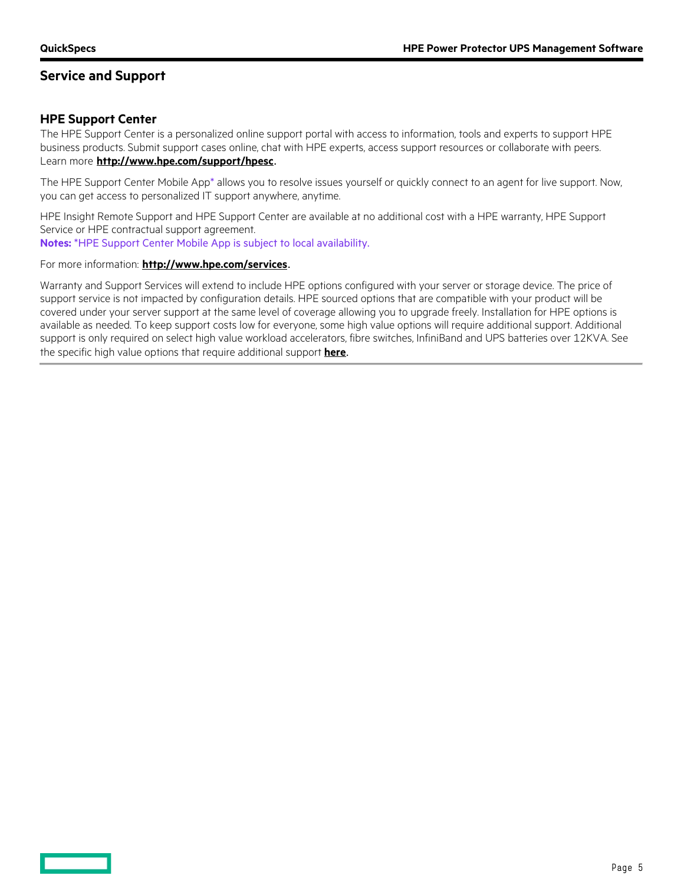## Service and Support

### HPE Support Center

The HPE Support Center is a personalized online support portal with access to information, tools and experts to support HPE business products. Submit support cases online, chat with HPE experts, access support resources or collaborate with peers. Learn more **http://www.hpe.com/support/hpesc**.

The HPE Support Center Mobile App* allows you to resolve issues yourself or quickly connect to an agent for live support. Now, you can get access to personalized IT support anywhere, anytime.

HPE Insight Remote Support and HPE Support Center are available at no additional cost with a HPE warranty, HPE Support Service or HPE contractual support agreement.

**Notes:** *HPE Support Center Mobile App is subject to local availability.

For more information: **http://www.hpe.com/services**.

Warranty and Support Services will extend to include HPE options configured with your server or storage device. The price of support service is not impacted by configuration details. HPE sourced options that are compatible with your product will be covered under your server support at the same level of coverage allowing you to upgrade freely. Installation for HPE options is available as needed. To keep support costs low for everyone, some high value options will require additional support. Additional support is only required on select high value workload accelerators, fibre switches, InfiniBand and UPS batteries over 12KVA. See the specific high value options that require additional support **here**.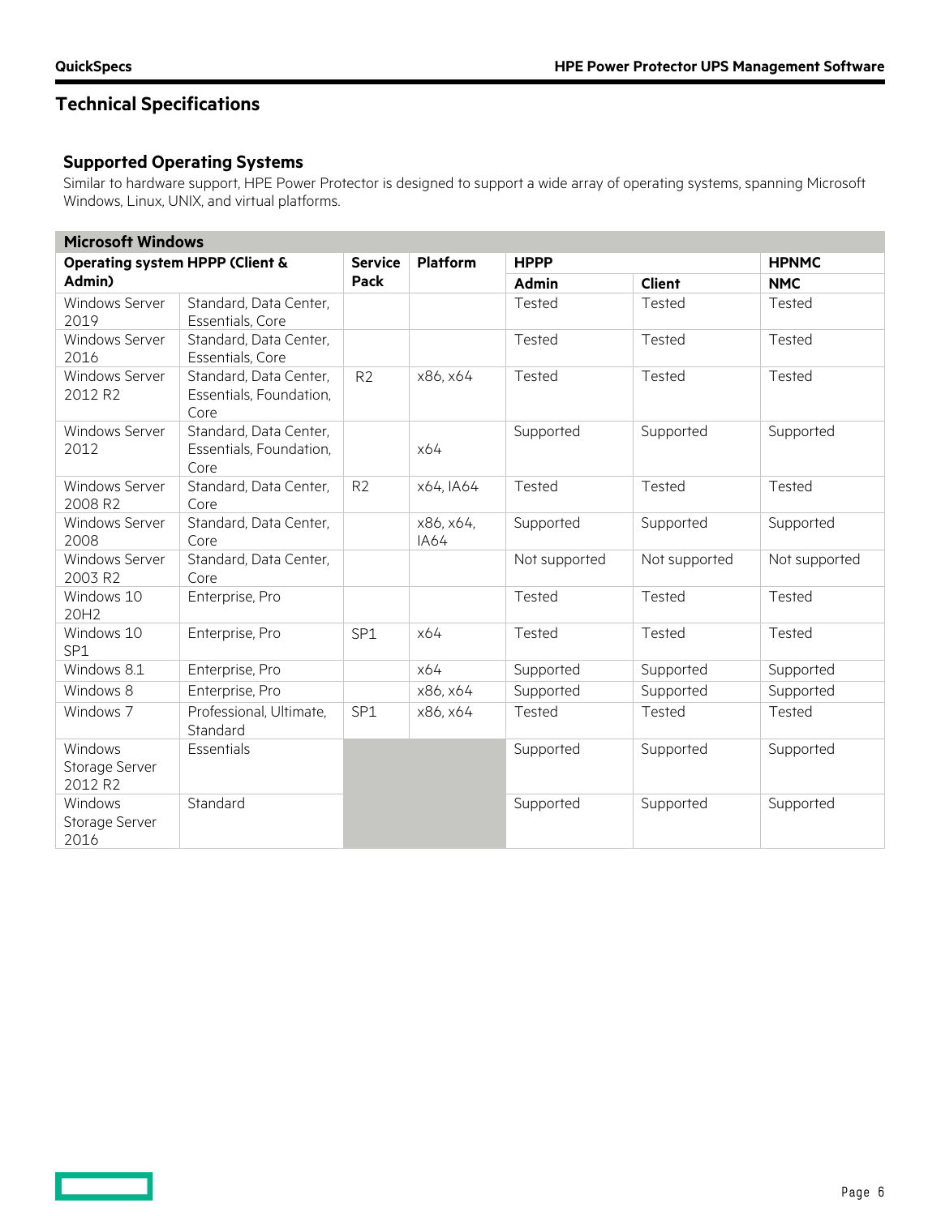## Technical Specifications

### Supported Operating Systems

Similar to hardware support, HPE Power Protector is designed to support a wide array of operating systems, spanning Microsoft Windows, Linux, UNIX, and virtual platforms.

| Microsoft Windows | | | | | | |
|---|---|---|---|---|---|---|
| **Operating system HPPP (Client & Admin)** | | **Service Pack** | **Platform** | **HPPP** | | **HPNMC** |
| | | | | **Admin** | **Client** | **NMC** |
| Windows Server 2019 | Standard, Data Center, Essentials, Core | | | Tested | Tested | Tested |
| Windows Server 2016 | Standard, Data Center, Essentials, Core | | | Tested | Tested | Tested |
| Windows Server 2012 R2 | Standard, Data Center, Essentials, Foundation, Core | R2 | x86, x64 | Tested | Tested | Tested |
| Windows Server 2012 | Standard, Data Center, Essentials, Foundation, Core | | x64 | Supported | Supported | Supported |
| Windows Server 2008 R2 | Standard, Data Center, Core | R2 | x64, IA64 | Tested | Tested | Tested |
| Windows Server 2008 | Standard, Data Center, Core | | x86, x64, IA64 | Supported | Supported | Supported |
| Windows Server 2003 R2 | Standard, Data Center, Core | | | Not supported | Not supported | Not supported |
| Windows 10 20H2 | Enterprise, Pro | | | Tested | Tested | Tested |
| Windows 10 SP1 | Enterprise, Pro | SP1 | x64 | Tested | Tested | Tested |
| Windows 8.1 | Enterprise, Pro | | x64 | Supported | Supported | Supported |
| Windows 8 | Enterprise, Pro | | x86, x64 | Supported | Supported | Supported |
| Windows 7 | Professional, Ultimate, Standard | SP1 | x86, x64 | Tested | Tested | Tested |
| Windows Storage Server 2012 R2 | Essentials | | | Supported | Supported | Supported |
| Windows Storage Server 2016 | Standard | | | Supported | Supported | Supported |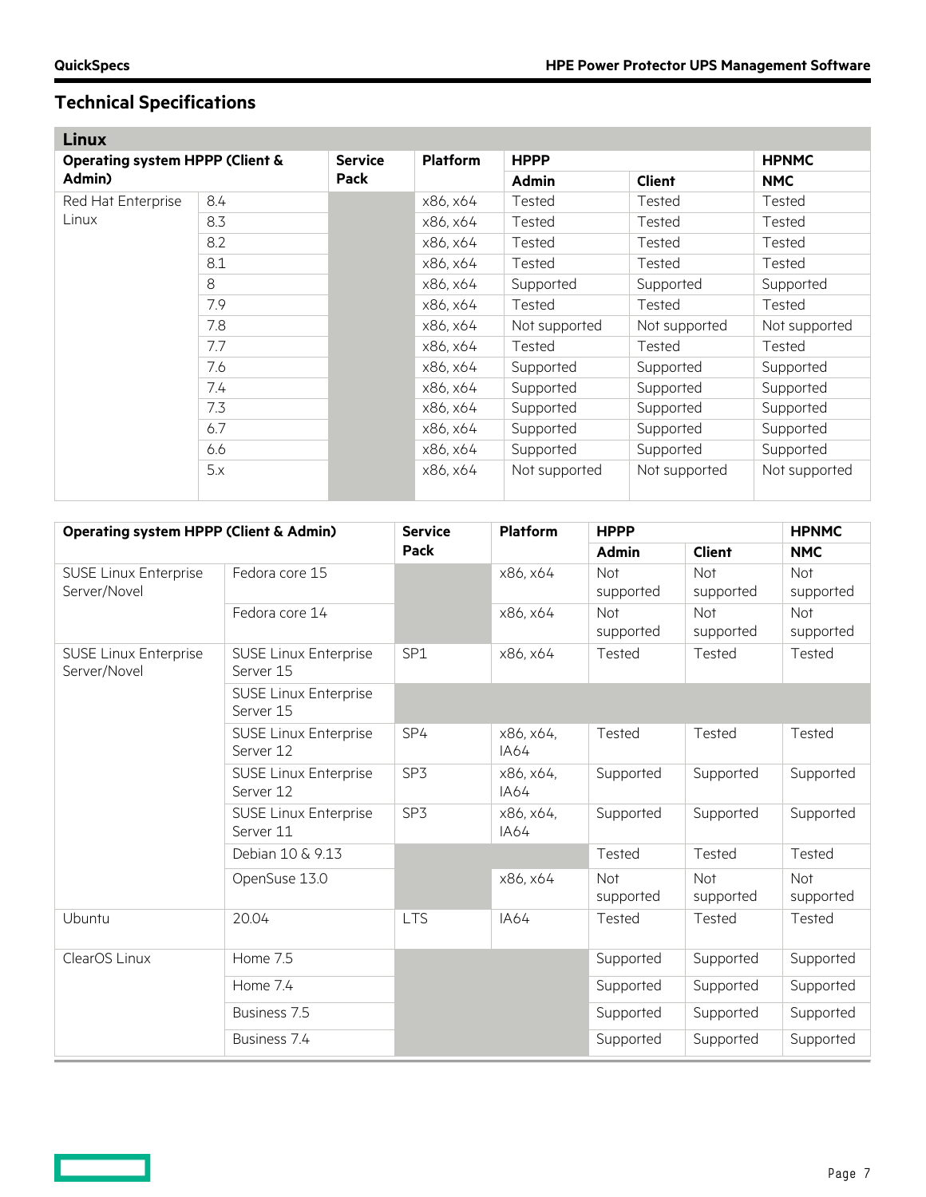## Technical Specifications

### Linux

| Operating system HPPP (Client & Admin) | | Service Pack | Platform | HPPP | | HPNMC |
|---|---|---|---|---|---|---|
| | | | | Admin | Client | NMC |
| Red Hat Enterprise Linux | 8.4 | | x86, x64 | Tested | Tested | Tested |
| | 8.3 | | x86, x64 | Tested | Tested | Tested |
| | 8.2 | | x86, x64 | Tested | Tested | Tested |
| | 8.1 | | x86, x64 | Tested | Tested | Tested |
| | 8 | | x86, x64 | Supported | Supported | Supported |
| | 7.9 | | x86, x64 | Tested | Tested | Tested |
| | 7.8 | | x86, x64 | Not supported | Not supported | Not supported |
| | 7.7 | | x86, x64 | Tested | Tested | Tested |
| | 7.6 | | x86, x64 | Supported | Supported | Supported |
| | 7.4 | | x86, x64 | Supported | Supported | Supported |
| | 7.3 | | x86, x64 | Supported | Supported | Supported |
| | 6.7 | | x86, x64 | Supported | Supported | Supported |
| | 6.6 | | x86, x64 | Supported | Supported | Supported |
| | 5.x | | x86, x64 | Not supported | Not supported | Not supported |

| Operating system HPPP (Client & Admin) | | Service Pack | Platform | HPPP | | HPNMC |
|---|---|---|---|---|---|---|
| | | | | Admin | Client | NMC |
| SUSE Linux Enterprise Server/Novel | Fedora core 15 | | x86, x64 | Not supported | Not supported | Not supported |
| | Fedora core 14 | | x86, x64 | Not supported | Not supported | Not supported |
| SUSE Linux Enterprise Server/Novel | SUSE Linux Enterprise Server 15 | SP1 | x86, x64 | Tested | Tested | Tested |
| | SUSE Linux Enterprise Server 15 | | | | | |
| | SUSE Linux Enterprise Server 12 | SP4 | x86, x64, IA64 | Tested | Tested | Tested |
| | SUSE Linux Enterprise Server 12 | SP3 | x86, x64, IA64 | Supported | Supported | Supported |
| | SUSE Linux Enterprise Server 11 | SP3 | x86, x64, IA64 | Supported | Supported | Supported |
| | Debian 10 & 9.13 | | | Tested | Tested | Tested |
| | OpenSuse 13.0 | | x86, x64 | Not supported | Not supported | Not supported |
| Ubuntu | 20.04 | LTS | IA64 | Tested | Tested | Tested |
| ClearOS Linux | Home 7.5 | | | Supported | Supported | Supported |
| | Home 7.4 | | | Supported | Supported | Supported |
| | Business 7.5 | | | Supported | Supported | Supported |
| | Business 7.4 | | | Supported | Supported | Supported |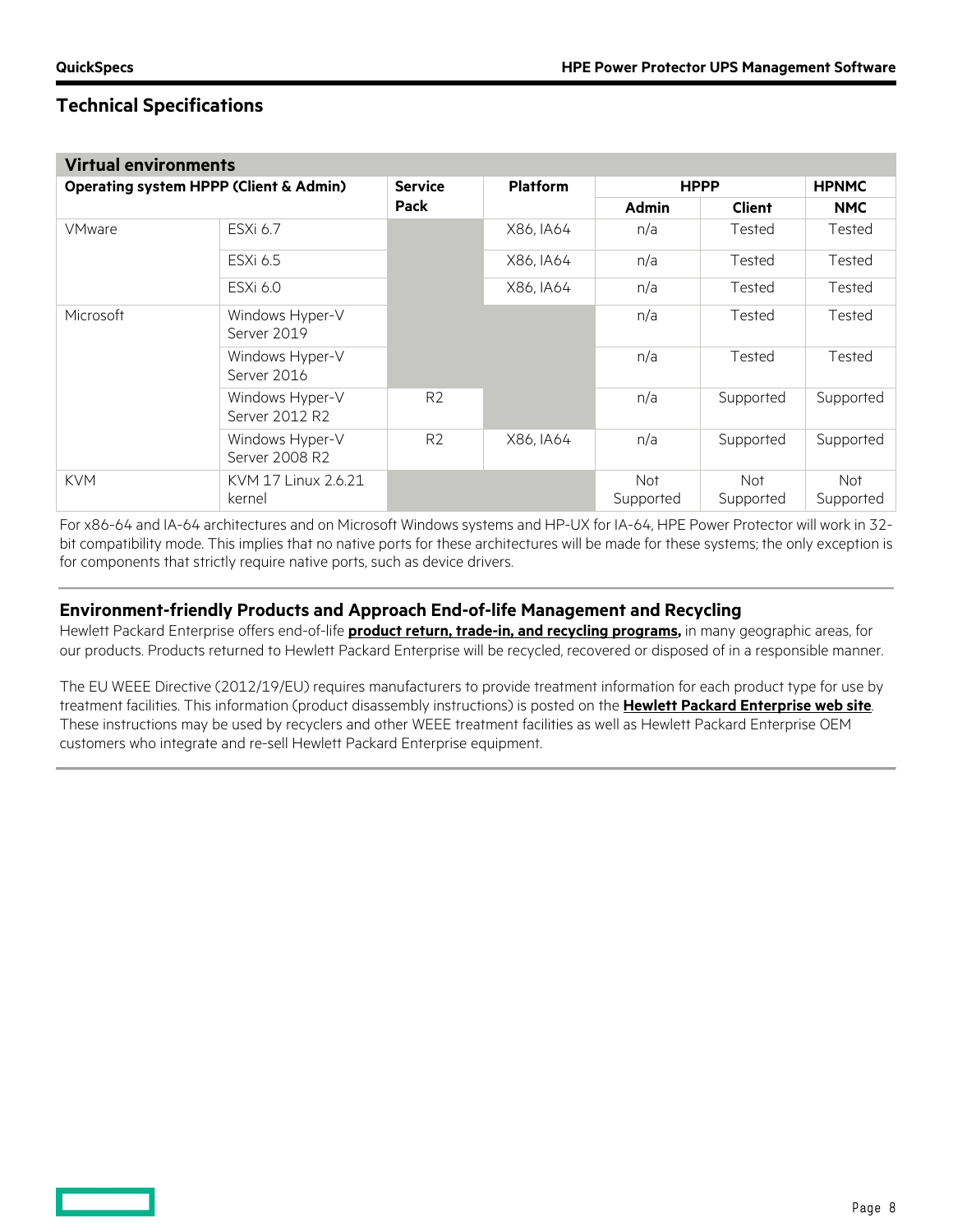## Technical Specifications

| Virtual environments | | | | | | |
|---|---|---|---|---|---|---|
| **Operating system HPPP (Client & Admin)** | | **Service Pack** | **Platform** | **HPPP** | | **HPNMC** |
| | | | | **Admin** | **Client** | **NMC** |
| VMware | ESXi 6.7 | | X86, IA64 | n/a | Tested | Tested |
| | ESXi 6.5 | | X86, IA64 | n/a | Tested | Tested |
| | ESXi 6.0 | | X86, IA64 | n/a | Tested | Tested |
| Microsoft | Windows Hyper-V Server 2019 | | | n/a | Tested | Tested |
| | Windows Hyper-V Server 2016 | | | n/a | Tested | Tested |
| | Windows Hyper-V Server 2012 R2 | R2 | | n/a | Supported | Supported |
| | Windows Hyper-V Server 2008 R2 | R2 | X86, IA64 | n/a | Supported | Supported |
| KVM | KVM 17 Linux 2.6.21 kernel | | | Not Supported | Not Supported | Not Supported |

For x86-64 and IA-64 architectures and on Microsoft Windows systems and HP-UX for IA-64, HPE Power Protector will work in 32-bit compatibility mode. This implies that no native ports for these architectures will be made for these systems; the only exception is for components that strictly require native ports, such as device drivers.

### Environment-friendly Products and Approach End-of-life Management and Recycling

Hewlett Packard Enterprise offers end-of-life **product return, trade-in, and recycling programs,** in many geographic areas, for our products. Products returned to Hewlett Packard Enterprise will be recycled, recovered or disposed of in a responsible manner.

The EU WEEE Directive (2012/19/EU) requires manufacturers to provide treatment information for each product type for use by treatment facilities. This information (product disassembly instructions) is posted on the **Hewlett Packard Enterprise web site**. These instructions may be used by recyclers and other WEEE treatment facilities as well as Hewlett Packard Enterprise OEM customers who integrate and re-sell Hewlett Packard Enterprise equipment.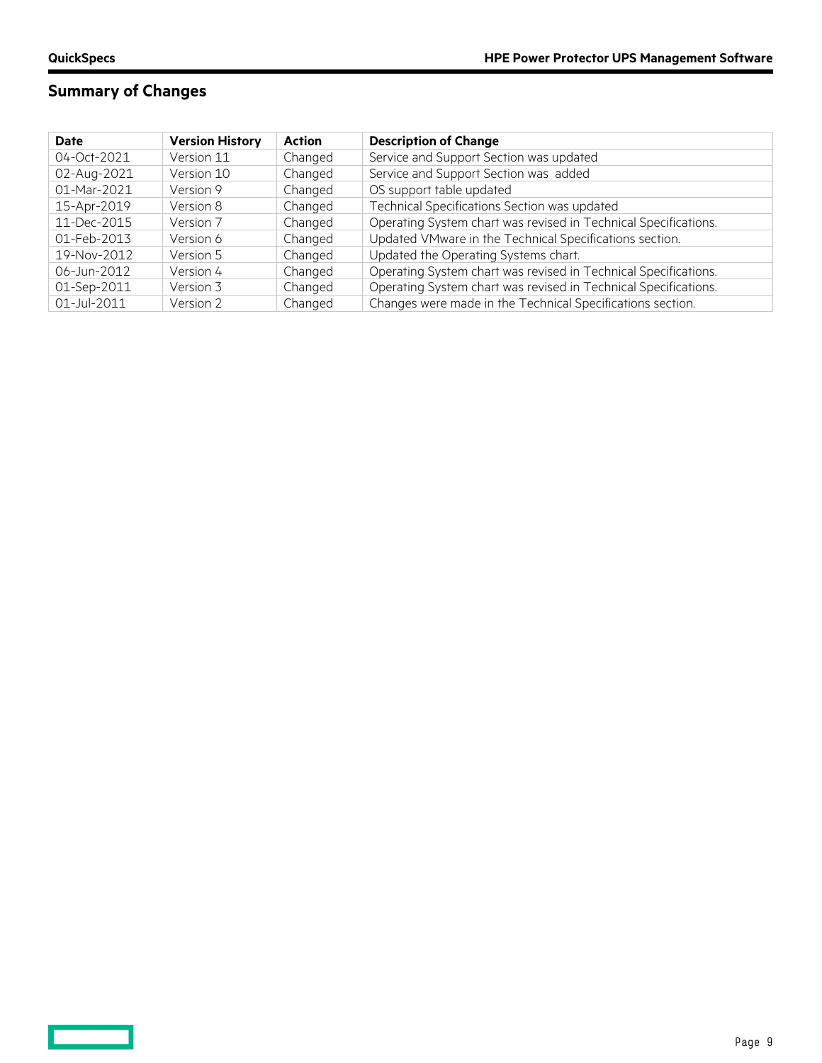## Summary of Changes

| Date | Version History | Action | Description of Change |
|---|---|---|---|
| 04-Oct-2021 | Version 11 | Changed | Service and Support Section was updated |
| 02-Aug-2021 | Version 10 | Changed | Service and Support Section was added |
| 01-Mar-2021 | Version 9 | Changed | OS support table updated |
| 15-Apr-2019 | Version 8 | Changed | Technical Specifications Section was updated |
| 11-Dec-2015 | Version 7 | Changed | Operating System chart was revised in Technical Specifications. |
| 01-Feb-2013 | Version 6 | Changed | Updated VMware in the Technical Specifications section. |
| 19-Nov-2012 | Version 5 | Changed | Updated the Operating Systems chart. |
| 06-Jun-2012 | Version 4 | Changed | Operating System chart was revised in Technical Specifications. |
| 01-Sep-2011 | Version 3 | Changed | Operating System chart was revised in Technical Specifications. |
| 01-Jul-2011 | Version 2 | Changed | Changes were made in the Technical Specifications section. |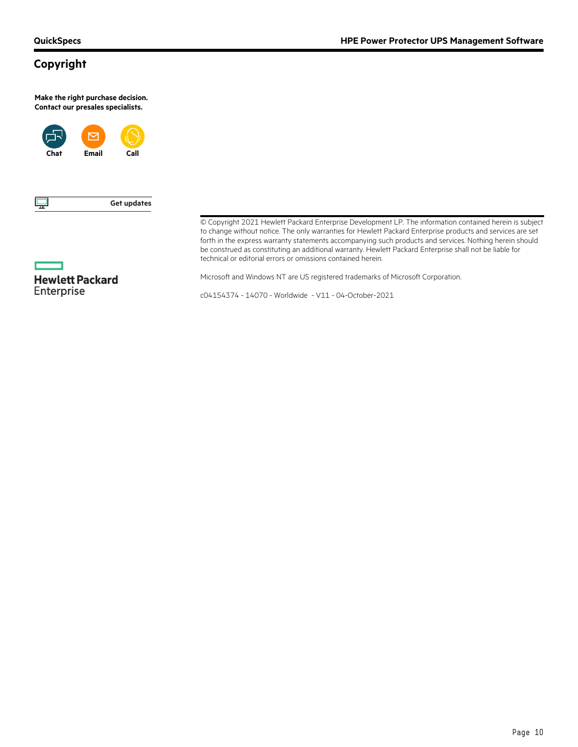## Copyright

**Make the right purchase decision.**
**Contact our presales specialists.**

**Chat** **Email** **Call**

**Get updates**

Hewlett Packard Enterprise

© Copyright 2021 Hewlett Packard Enterprise Development LP. The information contained herein is subject to change without notice. The only warranties for Hewlett Packard Enterprise products and services are set forth in the express warranty statements accompanying such products and services. Nothing herein should be construed as constituting an additional warranty. Hewlett Packard Enterprise shall not be liable for technical or editorial errors or omissions contained herein.

Microsoft and Windows NT are US registered trademarks of Microsoft Corporation.

c04154374 - 14070 - Worldwide - V11 - 04-October-2021